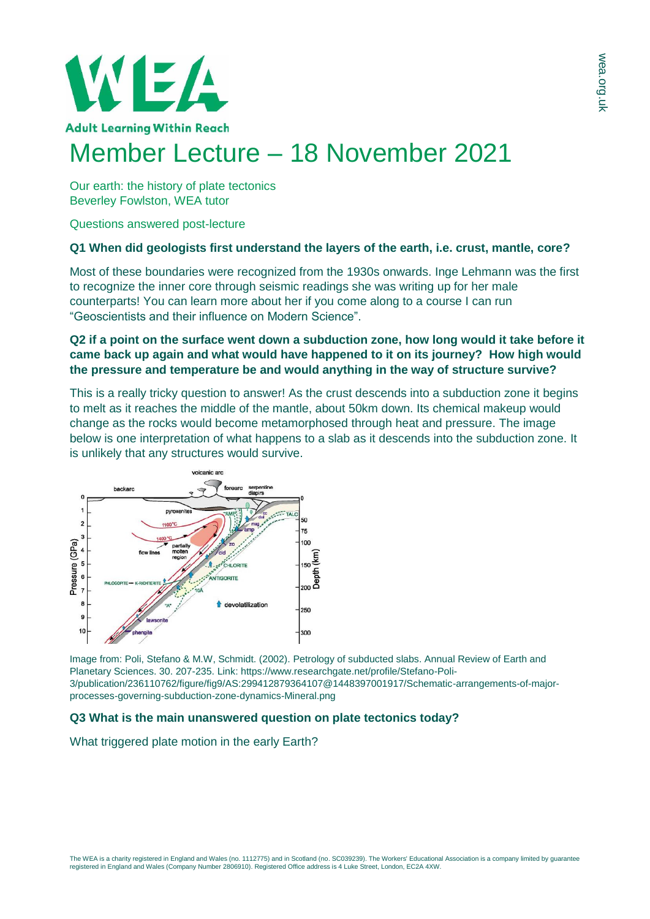# Member Lecture – 18 November 2021

Our earth: the history of plate tectonics
Beverley Fowlston, WEA tutor

Questions answered post-lecture

### Q1 When did geologists first understand the layers of the earth, i.e. crust, mantle, core?

Most of these boundaries were recognized from the 1930s onwards. Inge Lehmann was the first to recognize the inner core through seismic readings she was writing up for her male counterparts! You can learn more about her if you come along to a course I can run "Geoscientists and their influence on Modern Science".

### Q2 if a point on the surface went down a subduction zone, how long would it take before it came back up again and what would have happened to it on its journey? How high would the pressure and temperature be and would anything in the way of structure survive?

This is a really tricky question to answer! As the crust descends into a subduction zone it begins to melt as it reaches the middle of the mantle, about 50km down. Its chemical makeup would change as the rocks would become metamorphosed through heat and pressure. The image below is one interpretation of what happens to a slab as it descends into the subduction zone. It is unlikely that any structures would survive.

Image from: Poli, Stefano & M.W, Schmidt. (2002). Petrology of subducted slabs. Annual Review of Earth and Planetary Sciences. 30. 207-235. Link: https://www.researchgate.net/profile/Stefano-Poli-3/publication/236110762/figure/fig9/AS:299412879364107@1448397001917/Schematic-arrangements-of-major-processes-governing-subduction-zone-dynamics-Mineral.png

### Q3 What is the main unanswered question on plate tectonics today?

What triggered plate motion in the early Earth?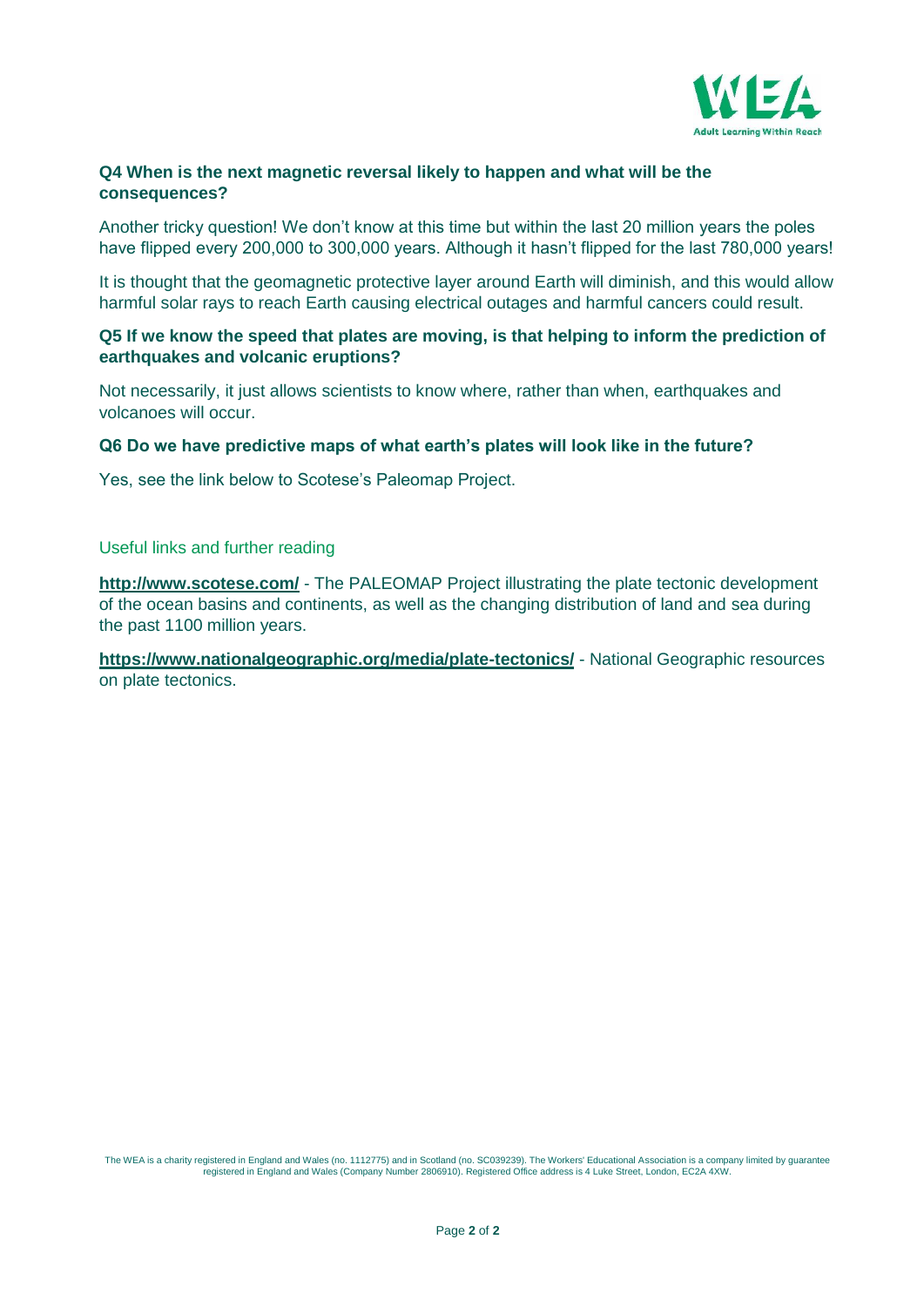### Q4 When is the next magnetic reversal likely to happen and what will be the consequences?

Another tricky question! We don't know at this time but within the last 20 million years the poles have flipped every 200,000 to 300,000 years. Although it hasn't flipped for the last 780,000 years!

It is thought that the geomagnetic protective layer around Earth will diminish, and this would allow harmful solar rays to reach Earth causing electrical outages and harmful cancers could result.

### Q5 If we know the speed that plates are moving, is that helping to inform the prediction of earthquakes and volcanic eruptions?

Not necessarily, it just allows scientists to know where, rather than when, earthquakes and volcanoes will occur.

### Q6 Do we have predictive maps of what earth's plates will look like in the future?

Yes, see the link below to Scotese's Paleomap Project.

## Useful links and further reading

**http://www.scotese.com/** - The PALEOMAP Project illustrating the plate tectonic development of the ocean basins and continents, as well as the changing distribution of land and sea during the past 1100 million years.

**https://www.nationalgeographic.org/media/plate-tectonics/** - National Geographic resources on plate tectonics.

The WEA is a charity registered in England and Wales (no. 1112775) and in Scotland (no. SC039239). The Workers' Educational Association is a company limited by guarantee registered in England and Wales (Company Number 2806910). Registered Office address is 4 Luke Street, London, EC2A 4XW.